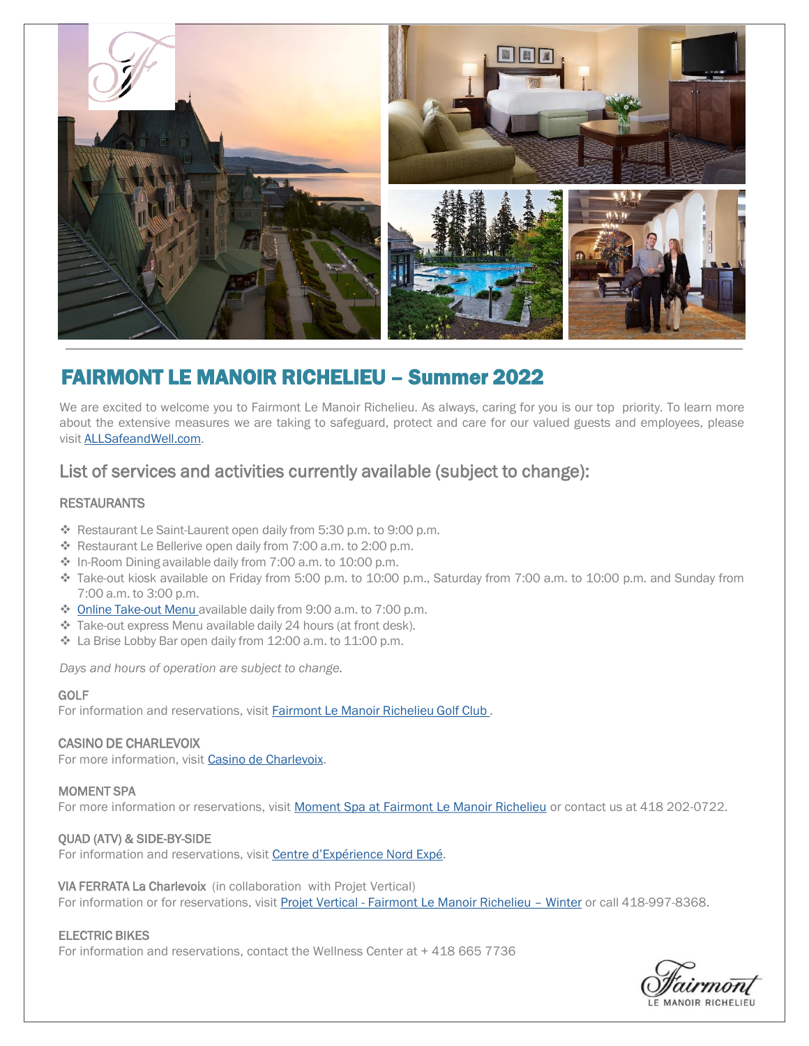# FAIRMONT LE MANOIR RICHELIEU – Summer 2022

We are excited to welcome you to Fairmont Le Manoir Richelieu. As always, caring for you is our top priority. To learn more about the extensive measures we are taking to safeguard, protect and care for our valued guests and employees, please visit ALLSafeandWell.com.

## List of services and activities currently available (subject to change):

### RESTAURANTS

- Restaurant Le Saint-Laurent open daily from 5:30 p.m. to 9:00 p.m.
- Restaurant Le Bellerive open daily from 7:00 a.m. to 2:00 p.m.
- In-Room Dining available daily from 7:00 a.m. to 10:00 p.m.
- Take-out kiosk available on Friday from 5:00 p.m. to 10:00 p.m., Saturday from 7:00 a.m. to 10:00 p.m. and Sunday from 7:00 a.m. to 3:00 p.m.
- Online Take-out Menu available daily from 9:00 a.m. to 7:00 p.m.
- Take-out express Menu available daily 24 hours (at front desk).
- La Brise Lobby Bar open daily from 12:00 a.m. to 11:00 p.m.

*Days and hours of operation are subject to change.*

### GOLF

For information and reservations, visit Fairmont Le Manoir Richelieu Golf Club .

### CASINO DE CHARLEVOIX

For more information, visit Casino de Charlevoix.

### MOMENT SPA

For more information or reservations, visit Moment Spa at Fairmont Le Manoir Richelieu or contact us at 418 202-0722.

### QUAD (ATV) & SIDE-BY-SIDE

For information and reservations, visit Centre d'Expérience Nord Expé.

### VIA FERRATA La Charlevoix (in collaboration with Projet Vertical)

For information or for reservations, visit Projet Vertical - Fairmont Le Manoir Richelieu – Winter or call 418-997-8368.

### ELECTRIC BIKES

For information and reservations, contact the Wellness Center at + 418 665 7736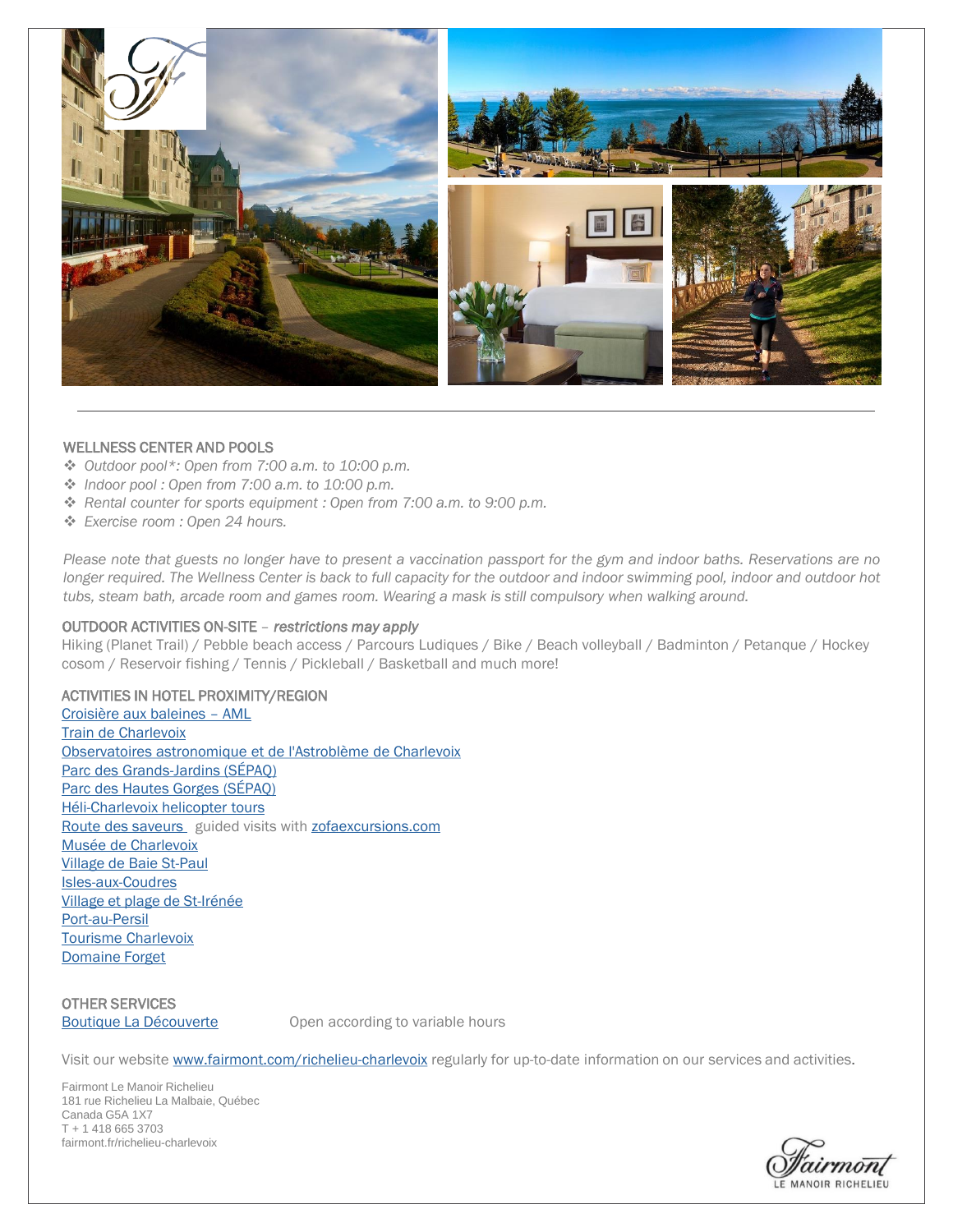## WELLNESS CENTER AND POOLS

- *Outdoor pool*: Open from 7:00 a.m. to 10:00 p.m.*
- *Indoor pool : Open from 7:00 a.m. to 10:00 p.m.*
- *Rental counter for sports equipment : Open from 7:00 a.m. to 9:00 p.m.*
- *Exercise room : Open 24 hours.*

*Please note that guests no longer have to present a vaccination passport for the gym and indoor baths. Reservations are no longer required. The Wellness Center is back to full capacity for the outdoor and indoor swimming pool, indoor and outdoor hot tubs, steam bath, arcade room and games room. Wearing a mask is still compulsory when walking around.*

## OUTDOOR ACTIVITIES ON-SITE – *restrictions may apply*

Hiking (Planet Trail) / Pebble beach access / Parcours Ludiques / Bike / Beach volleyball / Badminton / Petanque / Hockey cosom / Reservoir fishing / Tennis / Pickleball / Basketball and much more!

## ACTIVITIES IN HOTEL PROXIMITY/REGION

Croisière aux baleines – AML
Train de Charlevoix
Observatoires astronomique et de l'Astroblème de Charlevoix
Parc des Grands-Jardins (SÉPAQ)
Parc des Hautes Gorges (SÉPAQ)
Héli-Charlevoix helicopter tours
Route des saveurs guided visits with zofaexcursions.com
Musée de Charlevoix
Village de Baie St-Paul
Isles-aux-Coudres
Village et plage de St-Irénée
Port-au-Persil
Tourisme Charlevoix
Domaine Forget

## OTHER SERVICES

Boutique La Découverte — Open according to variable hours

Visit our website www.fairmont.com/richelieu-charlevoix regularly for up-to-date information on our services and activities.

Fairmont Le Manoir Richelieu
181 rue Richelieu La Malbaie, Québec
Canada G5A 1X7
T + 1 418 665 3703
fairmont.fr/richelieu-charlevoix

Fairmont
LE MANOIR RICHELIEU